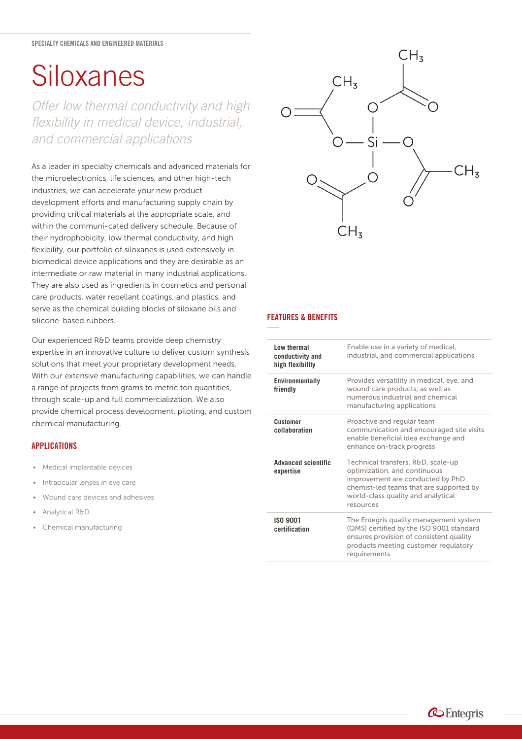SPECIALTY CHEMICALS AND ENGINEERED MATERIALS

# Siloxanes

*Offer low thermal conductivity and high flexibility in medical device, industrial, and commercial applications*

As a leader in specialty chemicals and advanced materials for the microelectronics, life sciences, and other high-tech industries, we can accelerate your new product development efforts and manufacturing supply chain by providing critical materials at the appropriate scale, and within the communi-cated delivery schedule. Because of their hydrophobicity, low thermal conductivity, and high flexibility, our portfolio of siloxanes is used extensively in biomedical device applications and they are desirable as an intermediate or raw material in many industrial applications. They are also used as ingredients in cosmetics and personal care products, water repellant coatings, and plastics, and serve as the chemical building blocks of siloxane oils and silicone-based rubbers.

Our experienced R&D teams provide deep chemistry expertise in an innovative culture to deliver custom synthesis solutions that meet your proprietary development needs. With our extensive manufacturing capabilities, we can handle a range of projects from grams to metric ton quantities, through scale-up and full commercialization. We also provide chemical process development, piloting, and custom chemical manufacturing.

## APPLICATIONS

- Medical implantable devices
- Intraocular lenses in eye care
- Wound care devices and adhesives
- Analytical R&D
- Chemical manufacturing

## FEATURES & BENEFITS

| | |
|---|---|
| **Low thermal conductivity and high flexibility** | Enable use in a variety of medical, industrial, and commercial applications |
| **Environmentally friendly** | Provides versatility in medical, eye, and wound care products, as well as numerous industrial and chemical manufacturing applications |
| **Customer collaboration** | Proactive and regular team communication and encouraged site visits enable beneficial idea exchange and enhance on-track progress |
| **Advanced scientific expertise** | Technical transfers, R&D, scale-up optimization, and continuous improvement are conducted by PhD chemist-led teams that are supported by world-class quality and analytical resources |
| **ISO 9001 certification** | The Entegris quality management system (QMS) certified by the ISO 9001 standard ensures provision of consistent quality products meeting customer regulatory requirements |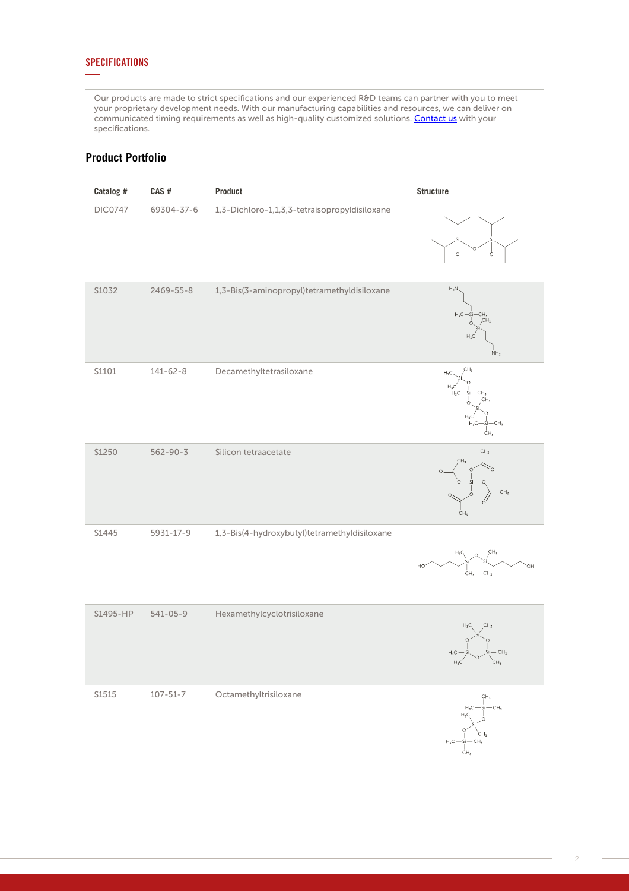## SPECIFICATIONS

Our products are made to strict specifications and our experienced R&D teams can partner with you to meet your proprietary development needs. With our manufacturing capabilities and resources, we can deliver on communicated timing requirements as well as high-quality customized solutions. [Contact us](#) with your specifications.

### Product Portfolio

| Catalog # | CAS # | Product | Structure |
|---|---|---|---|
| DIC0747 | 69304-37-6 | 1,3-Dichloro-1,1,3,3-tetraisopropyldisiloxane | |
| S1032 | 2469-55-8 | 1,3-Bis(3-aminopropyl)tetramethyldisiloxane | |
| S1101 | 141-62-8 | Decamethyltetrasiloxane | |
| S1250 | 562-90-3 | Silicon tetraacetate | |
| S1445 | 5931-17-9 | 1,3-Bis(4-hydroxybutyl)tetramethyldisiloxane | |
| S1495-HP | 541-05-9 | Hexamethylcyclotrisiloxane | |
| S1515 | 107-51-7 | Octamethyltrisiloxane | |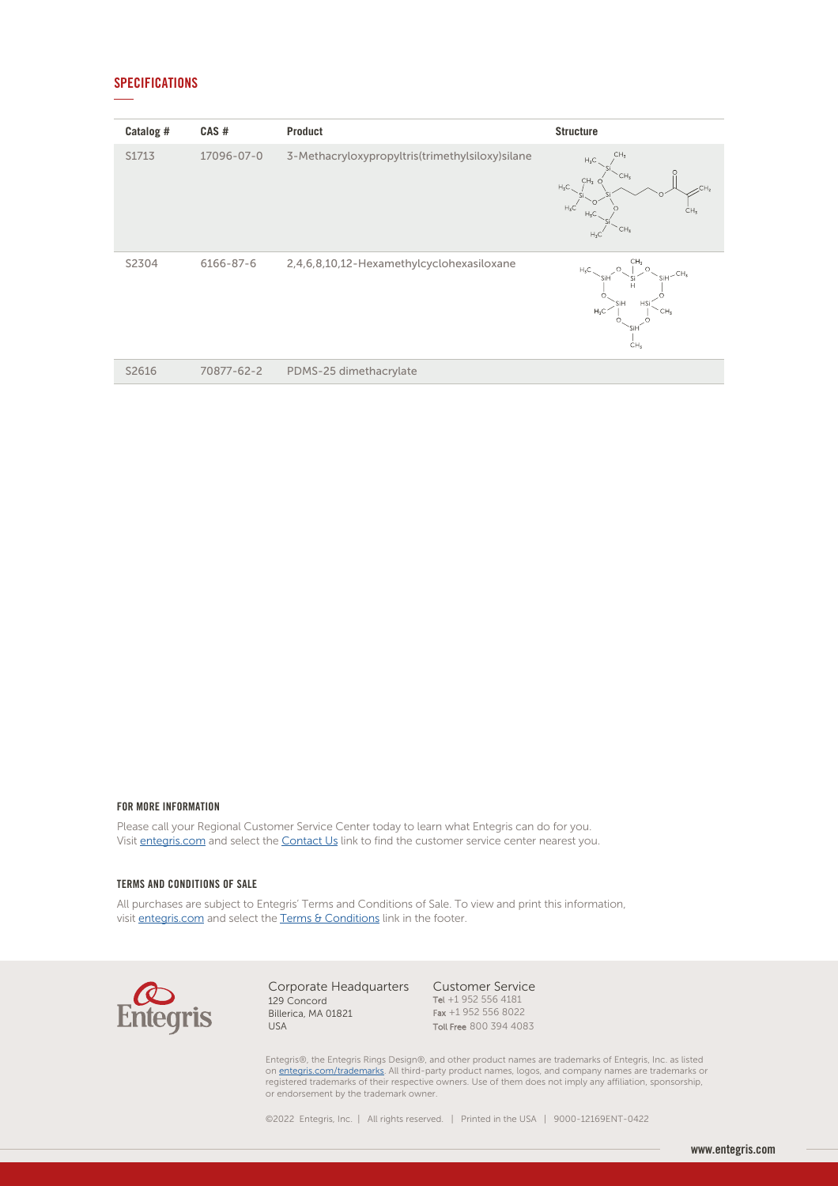## SPECIFICATIONS

| Catalog # | CAS # | Product | Structure |
|---|---|---|---|
| S1713 | 17096-07-0 | 3-Methacryloxypropyltris(trimethylsiloxy)silane | |
| S2304 | 6166-87-6 | 2,4,6,8,10,12-Hexamethylcyclohexasiloxane | |
| S2616 | 70877-62-2 | PDMS-25 dimethacrylate | |

#### FOR MORE INFORMATION

Please call your Regional Customer Service Center today to learn what Entegris can do for you. Visit entegris.com and select the Contact Us link to find the customer service center nearest you.

#### TERMS AND CONDITIONS OF SALE

All purchases are subject to Entegris' Terms and Conditions of Sale. To view and print this information, visit entegris.com and select the Terms & Conditions link in the footer.

Entegris

Corporate Headquarters
129 Concord
Billerica, MA 01821
USA

Customer Service
Tel +1 952 556 4181
Fax +1 952 556 8022
Toll Free 800 394 4083

Entegris®, the Entegris Rings Design®, and other product names are trademarks of Entegris, Inc. as listed on entegris.com/trademarks. All third-party product names, logos, and company names are trademarks or registered trademarks of their respective owners. Use of them does not imply any affiliation, sponsorship, or endorsement by the trademark owner.

©2022 Entegris, Inc. | All rights reserved. | Printed in the USA | 9000-12169ENT-0422

www.entegris.com